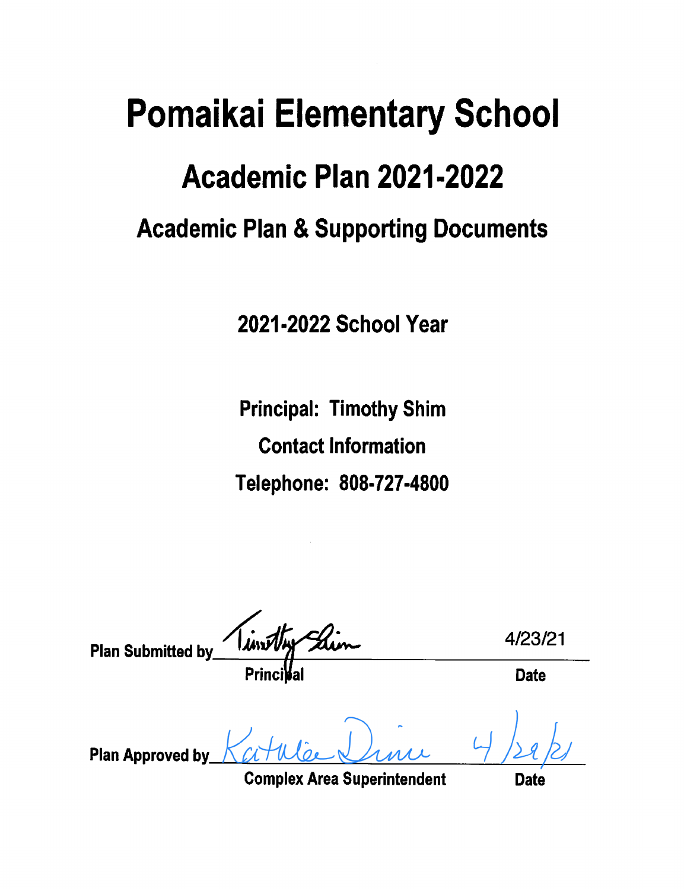# Pomaikai Elementary School

## Academic Plan 2021-2022

### Academic Plan & Supporting Documents

**2021-2022 School Year**

**Principal: Timothy Shim**

**Contact Information**

**Telephone: 808-727-4800**

**Plan Submitted by** Timothy Shim 4/23/21

**Principal** **Date**

**Plan Approved by** Kathleen Dinu 4/29/21

**Complex Area Superintendent** **Date**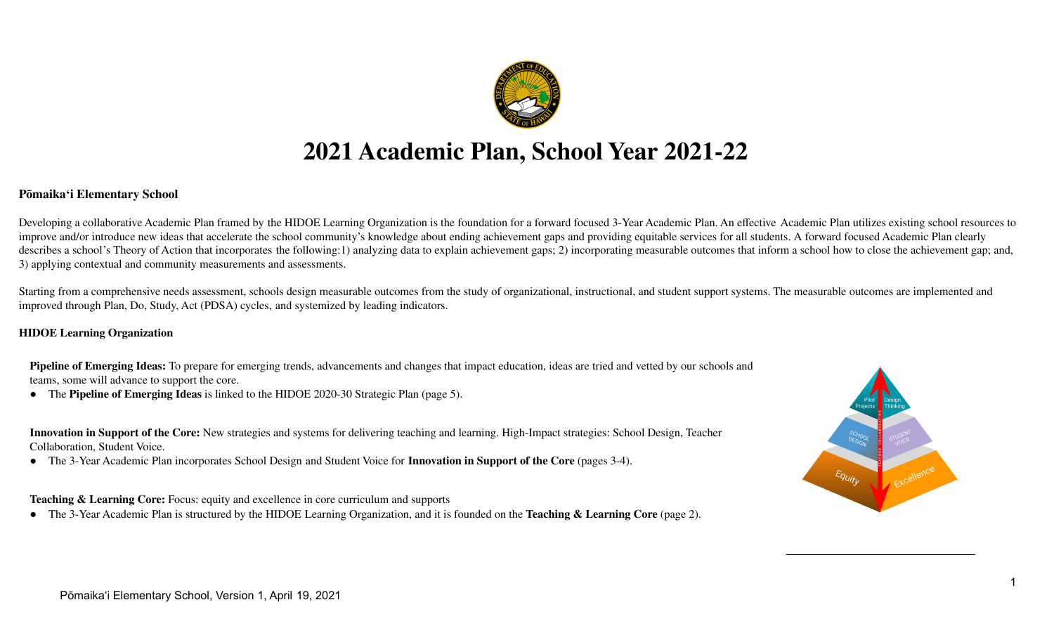# 2021 Academic Plan, School Year 2021-22

**Pōmaika'i Elementary School**

Developing a collaborative Academic Plan framed by the HIDOE Learning Organization is the foundation for a forward focused 3-Year Academic Plan. An effective Academic Plan utilizes existing school resources to improve and/or introduce new ideas that accelerate the school community's knowledge about ending achievement gaps and providing equitable services for all students. A forward focused Academic Plan clearly describes a school's Theory of Action that incorporates the following:1) analyzing data to explain achievement gaps; 2) incorporating measurable outcomes that inform a school how to close the achievement gap; and, 3) applying contextual and community measurements and assessments.

Starting from a comprehensive needs assessment, schools design measurable outcomes from the study of organizational, instructional, and student support systems. The measurable outcomes are implemented and improved through Plan, Do, Study, Act (PDSA) cycles, and systemized by leading indicators.

**HIDOE Learning Organization**

**Pipeline of Emerging Ideas:** To prepare for emerging trends, advancements and changes that impact education, ideas are tried and vetted by our schools and teams, some will advance to support the core.

- The **Pipeline of Emerging Ideas** is linked to the HIDOE 2020-30 Strategic Plan (page 5).

**Innovation in Support of the Core:** New strategies and systems for delivering teaching and learning. High-Impact strategies: School Design, Teacher Collaboration, Student Voice.

- The 3-Year Academic Plan incorporates School Design and Student Voice for **Innovation in Support of the Core** (pages 3-4).

**Teaching & Learning Core:** Focus: equity and excellence in core curriculum and supports

- The 3-Year Academic Plan is structured by the HIDOE Learning Organization, and it is founded on the **Teaching & Learning Core** (page 2).

Pōmaika'i Elementary School, Version 1, April 19, 2021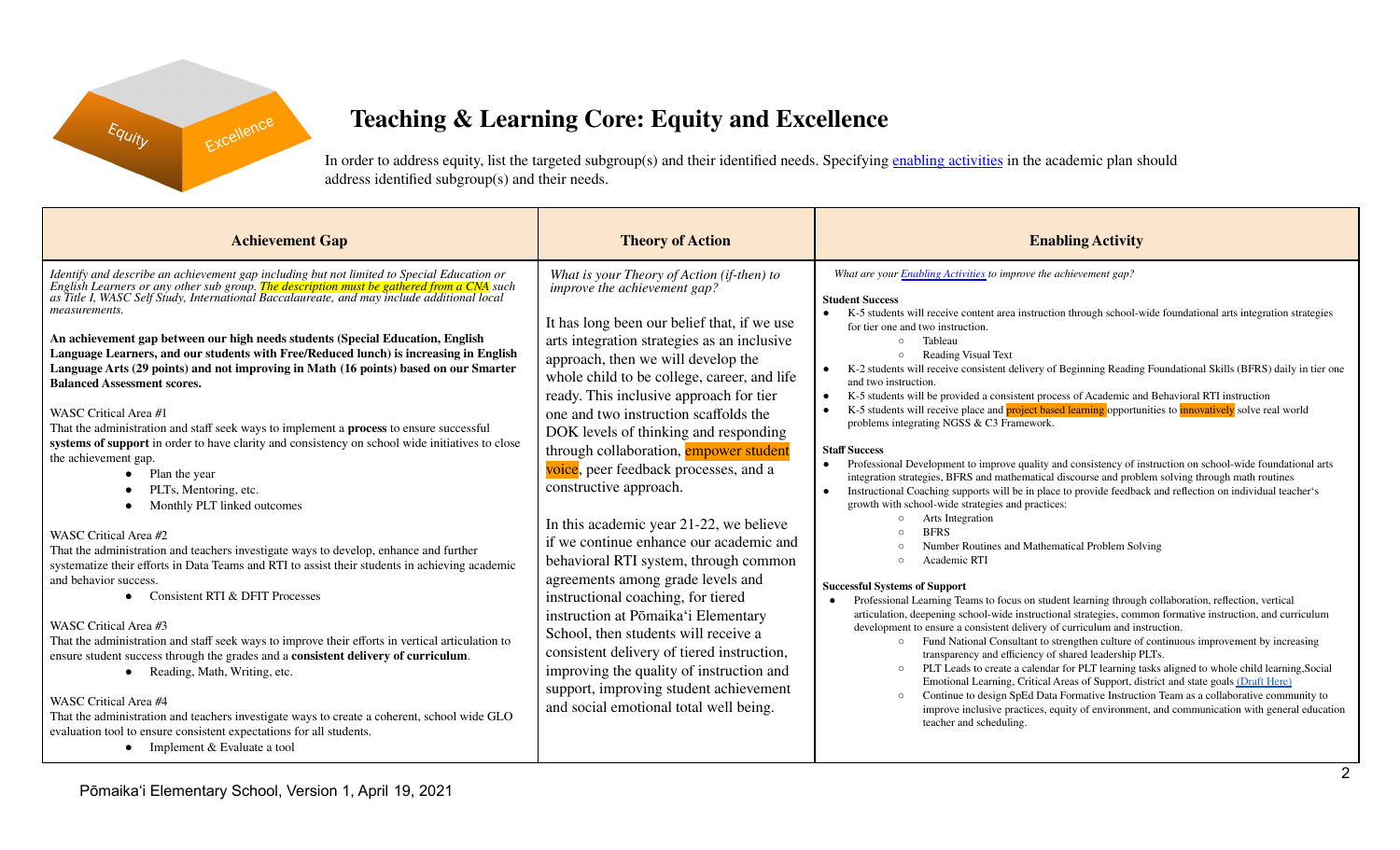# Teaching & Learning Core: Equity and Excellence

In order to address equity, list the targeted subgroup(s) and their identified needs. Specifying enabling activities in the academic plan should address identified subgroup(s) and their needs.

| Achievement Gap | Theory of Action | Enabling Activity |
|---|---|---|
| *Identify and describe an achievement gap including but not limited to Special Education or English Learners or any other sub group. The description must be gathered from a CNA such as Title I, WASC Self Study, International Baccalaureate, and may include additional local measurements.*<br><br>**An achievement gap between our high needs students (Special Education, English Language Learners, and our students with Free/Reduced lunch) is increasing in English Language Arts (29 points) and not improving in Math (16 points) based on our Smarter Balanced Assessment scores.**<br><br>WASC Critical Area #1<br>That the administration and staff seek ways to implement a **process** to ensure successful **systems of support** in order to have clarity and consistency on school wide initiatives to close the achievement gap.<br>• Plan the year<br>• PLTs, Mentoring, etc.<br>• Monthly PLT linked outcomes<br><br>WASC Critical Area #2<br>That the administration and teachers investigate ways to develop, enhance and further systematize their efforts in Data Teams and RTI to assist their students in achieving academic and behavior success.<br>• Consistent RTI & DFIT Processes<br><br>WASC Critical Area #3<br>That the administration and staff seek ways to improve their efforts in vertical articulation to ensure student success through the grades and a **consistent delivery of curriculum**.<br>• Reading, Math, Writing, etc.<br><br>WASC Critical Area #4<br>That the administration and teachers investigate ways to create a coherent, school wide GLO evaluation tool to ensure consistent expectations for all students.<br>• Implement & Evaluate a tool | *What is your Theory of Action (if-then) to improve the achievement gap?*<br><br>It has long been our belief that, if we use arts integration strategies as an inclusive approach, then we will develop the whole child to be college, career, and life ready. This inclusive approach for tier one and two instruction scaffolds the DOK levels of thinking and responding through collaboration, empower student voice, peer feedback processes, and a constructive approach.<br><br>In this academic year 21-22, we believe if we continue enhance our academic and behavioral RTI system, through common agreements among grade levels and instructional coaching, for tiered instruction at Pōmaikaʻi Elementary School, then students will receive a consistent delivery of tiered instruction, improving the quality of instruction and support, improving student achievement and social emotional total well being. | *What are your Enabling Activities to improve the achievement gap?*<br><br>**Student Success**<br>• K-5 students will receive content area instruction through school-wide foundational arts integration strategies for tier one and two instruction.<br>  ○ Tableau<br>  ○ Reading Visual Text<br>• K-2 students will receive consistent delivery of Beginning Reading Foundational Skills (BFRS) daily in tier one and two instruction.<br>• K-5 students will be provided a consistent process of Academic and Behavioral RTI instruction<br>• K-5 students will receive place and project based learning opportunities to innovatively solve real world problems integrating NGSS & C3 Framework.<br><br>**Staff Success**<br>• Professional Development to improve quality and consistency of instruction on school-wide foundational arts integration strategies, BFRS and mathematical discourse and problem solving through math routines<br>• Instructional Coaching supports will be in place to provide feedback and reflection on individual teacher's growth with school-wide strategies and practices:<br>  ○ Arts Integration<br>  ○ BFRS<br>  ○ Number Routines and Mathematical Problem Solving<br>  ○ Academic RTI<br><br>**Successful Systems of Support**<br>• Professional Learning Teams to focus on student learning through collaboration, reflection, vertical articulation, deepening school-wide instructional strategies, common formative instruction, and curriculum development to ensure a consistent delivery of curriculum and instruction.<br>  ○ Fund National Consultant to strengthen culture of continuous improvement by increasing transparency and efficiency of shared leadership PLTs.<br>  ○ PLT Leads to create a calendar for PLT learning tasks aligned to whole child learning,Social Emotional Learning, Critical Areas of Support, district and state goals (Draft Here)<br>  ○ Continue to design SpEd Data Formative Instruction Team as a collaborative community to improve inclusive practices, equity of environment, and communication with general education teacher and scheduling. |

Pōmaikaʻi Elementary School, Version 1, April 19, 2021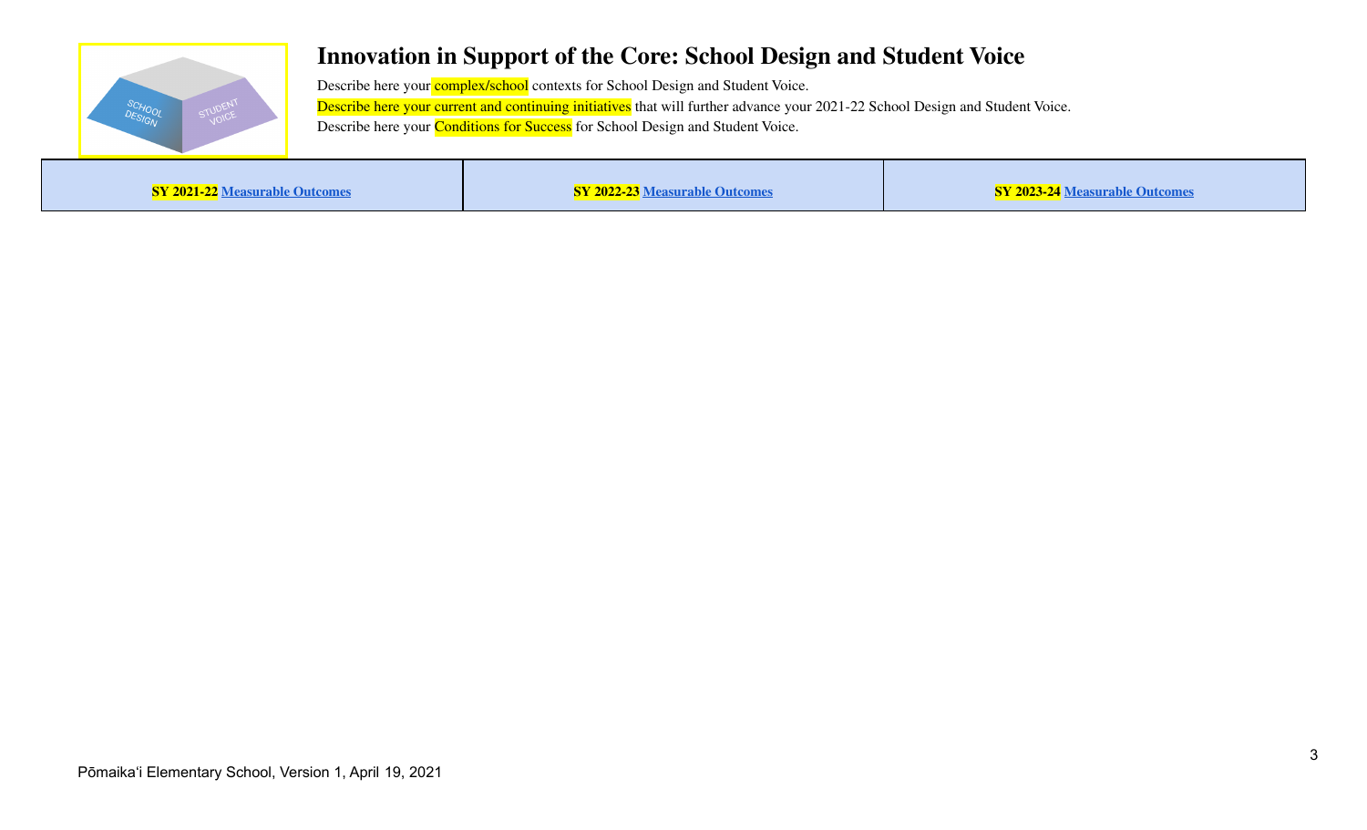# Innovation in Support of the Core: School Design and Student Voice

Describe here your complex/school contexts for School Design and Student Voice.

Describe here your current and continuing initiatives that will further advance your 2021-22 School Design and Student Voice.

Describe here your Conditions for Success for School Design and Student Voice.

| SY 2021-22 Measurable Outcomes | SY 2022-23 Measurable Outcomes | SY 2023-24 Measurable Outcomes |
|---|---|---|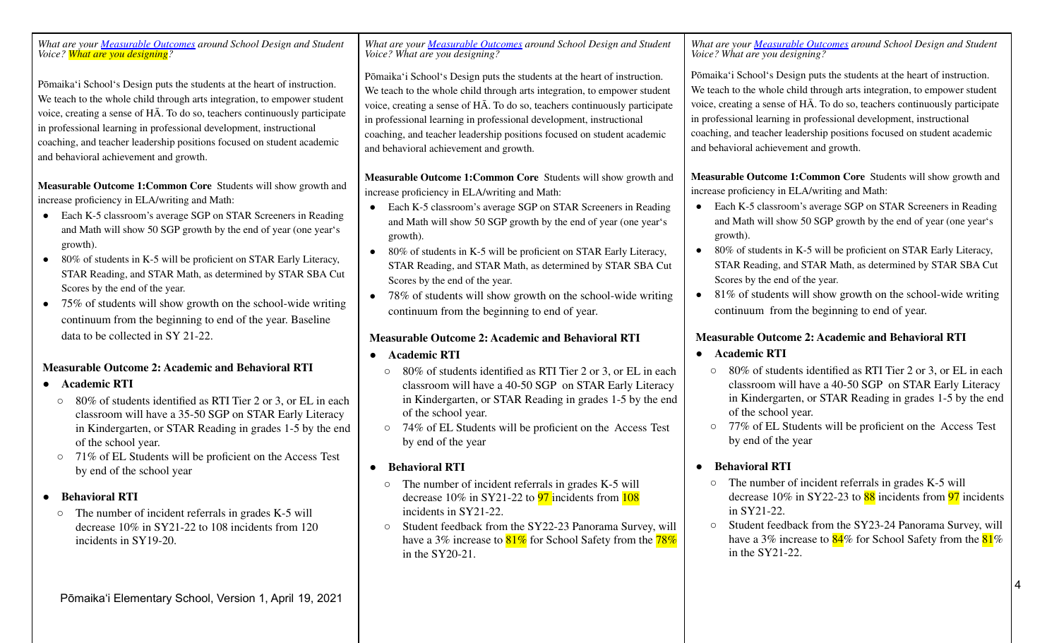*What are your Measurable Outcomes around School Design and Student Voice? What are you designing?*

Pōmaika'i School's Design puts the students at the heart of instruction. We teach to the whole child through arts integration, to empower student voice, creating a sense of HĀ. To do so, teachers continuously participate in professional learning in professional development, instructional coaching, and teacher leadership positions focused on student academic and behavioral achievement and growth.

**Measurable Outcome 1:Common Core** Students will show growth and increase proficiency in ELA/writing and Math:

- Each K-5 classroom's average SGP on STAR Screeners in Reading and Math will show 50 SGP growth by the end of year (one year's growth).
- 80% of students in K-5 will be proficient on STAR Early Literacy, STAR Reading, and STAR Math, as determined by STAR SBA Cut Scores by the end of the year.
- 75% of students will show growth on the school-wide writing continuum from the beginning to end of the year. Baseline data to be collected in SY 21-22.

**Measurable Outcome 2: Academic and Behavioral RTI**

- **Academic RTI**
  - 80% of students identified as RTI Tier 2 or 3, or EL in each classroom will have a 35-50 SGP on STAR Early Literacy in Kindergarten, or STAR Reading in grades 1-5 by the end of the school year.
  - 71% of EL Students will be proficient on the Access Test by end of the school year
- **Behavioral RTI**
  - The number of incident referrals in grades K-5 will decrease 10% in SY21-22 to 108 incidents from 120 incidents in SY19-20.

Pōmaika'i Elementary School, Version 1, April 19, 2021

*What are your Measurable Outcomes around School Design and Student Voice? What are you designing?*

Pōmaika'i School's Design puts the students at the heart of instruction. We teach to the whole child through arts integration, to empower student voice, creating a sense of HĀ. To do so, teachers continuously participate in professional learning in professional development, instructional coaching, and teacher leadership positions focused on student academic and behavioral achievement and growth.

**Measurable Outcome 1:Common Core** Students will show growth and increase proficiency in ELA/writing and Math:

- Each K-5 classroom's average SGP on STAR Screeners in Reading and Math will show 50 SGP growth by the end of year (one year's growth).
- 80% of students in K-5 will be proficient on STAR Early Literacy, STAR Reading, and STAR Math, as determined by STAR SBA Cut Scores by the end of the year.
- 78% of students will show growth on the school-wide writing continuum from the beginning to end of year.

**Measurable Outcome 2: Academic and Behavioral RTI**

- **Academic RTI**
  - 80% of students identified as RTI Tier 2 or 3, or EL in each classroom will have a 40-50 SGP on STAR Early Literacy in Kindergarten, or STAR Reading in grades 1-5 by the end of the school year.
  - 74% of EL Students will be proficient on the Access Test by end of the year
- **Behavioral RTI**
  - The number of incident referrals in grades K-5 will decrease 10% in SY21-22 to 97 incidents from 108 incidents in SY21-22.
  - Student feedback from the SY22-23 Panorama Survey, will have a 3% increase to 81% for School Safety from the 78% in the SY20-21.

*What are your Measurable Outcomes around School Design and Student Voice? What are you designing?*

Pōmaika'i School's Design puts the students at the heart of instruction. We teach to the whole child through arts integration, to empower student voice, creating a sense of HĀ. To do so, teachers continuously participate in professional learning in professional development, instructional coaching, and teacher leadership positions focused on student academic and behavioral achievement and growth.

**Measurable Outcome 1:Common Core** Students will show growth and increase proficiency in ELA/writing and Math:

- Each K-5 classroom's average SGP on STAR Screeners in Reading and Math will show 50 SGP growth by the end of year (one year's growth).
- 80% of students in K-5 will be proficient on STAR Early Literacy, STAR Reading, and STAR Math, as determined by STAR SBA Cut Scores by the end of the year.
- 81% of students will show growth on the school-wide writing continuum from the beginning to end of year.

**Measurable Outcome 2: Academic and Behavioral RTI**

- **Academic RTI**
  - 80% of students identified as RTI Tier 2 or 3, or EL in each classroom will have a 40-50 SGP on STAR Early Literacy in Kindergarten, or STAR Reading in grades 1-5 by the end of the school year.
  - 77% of EL Students will be proficient on the Access Test by end of the year
- **Behavioral RTI**
  - The number of incident referrals in grades K-5 will decrease 10% in SY22-23 to 88 incidents from 97 incidents in SY21-22.
  - Student feedback from the SY23-24 Panorama Survey, will have a 3% increase to 84% for School Safety from the 81% in the SY21-22.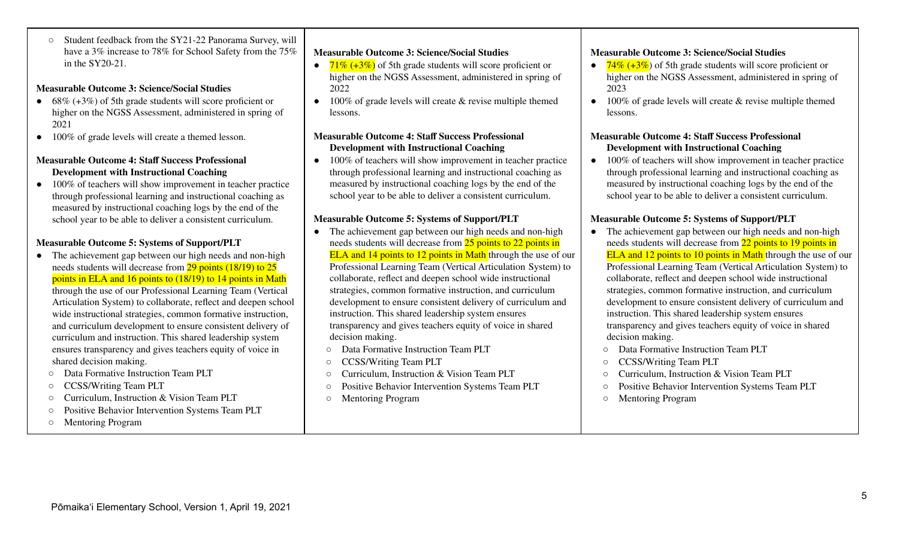- Student feedback from the SY21-22 Panorama Survey, will have a 3% increase to 78% for School Safety from the 75% in the SY20-21.

**Measurable Outcome 3: Science/Social Studies**

- 68% (+3%) of 5th grade students will score proficient or higher on the NGSS Assessment, administered in spring of 2021
- 100% of grade levels will create a themed lesson.

**Measurable Outcome 4: Staff Success Professional Development with Instructional Coaching**

- 100% of teachers will show improvement in teacher practice through professional learning and instructional coaching as measured by instructional coaching logs by the end of the school year to be able to deliver a consistent curriculum.

**Measurable Outcome 5: Systems of Support/PLT**

- The achievement gap between our high needs and non-high needs students will decrease from 29 points (18/19) to 25 points in ELA and 16 points to (18/19) to 14 points in Math through the use of our Professional Learning Team (Vertical Articulation System) to collaborate, reflect and deepen school wide instructional strategies, common formative instruction, and curriculum development to ensure consistent delivery of curriculum and instruction. This shared leadership system ensures transparency and gives teachers equity of voice in shared decision making.
  - Data Formative Instruction Team PLT
  - CCSS/Writing Team PLT
  - Curriculum, Instruction & Vision Team PLT
  - Positive Behavior Intervention Systems Team PLT
  - Mentoring Program

**Measurable Outcome 3: Science/Social Studies**

- 71% (+3%) of 5th grade students will score proficient or higher on the NGSS Assessment, administered in spring of 2022
- 100% of grade levels will create & revise multiple themed lessons.

**Measurable Outcome 4: Staff Success Professional Development with Instructional Coaching**

- 100% of teachers will show improvement in teacher practice through professional learning and instructional coaching as measured by instructional coaching logs by the end of the school year to be able to deliver a consistent curriculum.

**Measurable Outcome 5: Systems of Support/PLT**

- The achievement gap between our high needs and non-high needs students will decrease from 25 points to 22 points in ELA and 14 points to 12 points in Math through the use of our Professional Learning Team (Vertical Articulation System) to collaborate, reflect and deepen school wide instructional strategies, common formative instruction, and curriculum development to ensure consistent delivery of curriculum and instruction. This shared leadership system ensures transparency and gives teachers equity of voice in shared decision making.
  - Data Formative Instruction Team PLT
  - CCSS/Writing Team PLT
  - Curriculum, Instruction & Vision Team PLT
  - Positive Behavior Intervention Systems Team PLT
  - Mentoring Program

**Measurable Outcome 3: Science/Social Studies**

- 74% (+3%) of 5th grade students will score proficient or higher on the NGSS Assessment, administered in spring of 2023
- 100% of grade levels will create & revise multiple themed lessons.

**Measurable Outcome 4: Staff Success Professional Development with Instructional Coaching**

- 100% of teachers will show improvement in teacher practice through professional learning and instructional coaching as measured by instructional coaching logs by the end of the school year to be able to deliver a consistent curriculum.

**Measurable Outcome 5: Systems of Support/PLT**

- The achievement gap between our high needs and non-high needs students will decrease from 22 points to 19 points in ELA and 12 points to 10 points in Math through the use of our Professional Learning Team (Vertical Articulation System) to collaborate, reflect and deepen school wide instructional strategies, common formative instruction, and curriculum development to ensure consistent delivery of curriculum and instruction. This shared leadership system ensures transparency and gives teachers equity of voice in shared decision making.
  - Data Formative Instruction Team PLT
  - CCSS/Writing Team PLT
  - Curriculum, Instruction & Vision Team PLT
  - Positive Behavior Intervention Systems Team PLT
  - Mentoring Program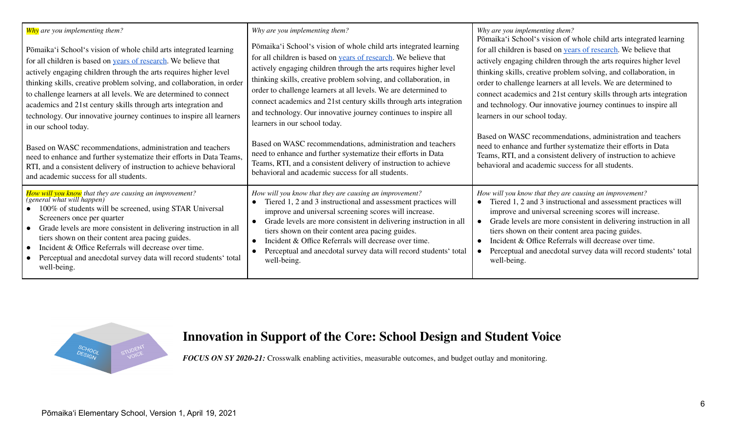| *Why are you implementing them?*<br><br>Pōmaikaʻi Schoolʻs vision of whole child arts integrated learning for all children is based on years of research. We believe that actively engaging children through the arts requires higher level thinking skills, creative problem solving, and collaboration, in order to challenge learners at all levels. We are determined to connect academics and 21st century skills through arts integration and technology. Our innovative journey continues to inspire all learners in our school today.<br><br>Based on WASC recommendations, administration and teachers need to enhance and further systematize their efforts in Data Teams, RTI, and a consistent delivery of instruction to achieve behavioral and academic success for all students. | *Why are you implementing them?*<br><br>Pōmaikaʻi Schoolʻs vision of whole child arts integrated learning for all children is based on years of research. We believe that actively engaging children through the arts requires higher level thinking skills, creative problem solving, and collaboration, in order to challenge learners at all levels. We are determined to connect academics and 21st century skills through arts integration and technology. Our innovative journey continues to inspire all learners in our school today.<br><br>Based on WASC recommendations, administration and teachers need to enhance and further systematize their efforts in Data Teams, RTI, and a consistent delivery of instruction to achieve behavioral and academic success for all students. | *Why are you implementing them?*<br>Pōmaikaʻi Schoolʻs vision of whole child arts integrated learning for all children is based on years of research. We believe that actively engaging children through the arts requires higher level thinking skills, creative problem solving, and collaboration, in order to challenge learners at all levels. We are determined to connect academics and 21st century skills through arts integration and technology. Our innovative journey continues to inspire all learners in our school today.<br><br>Based on WASC recommendations, administration and teachers need to enhance and further systematize their efforts in Data Teams, RTI, and a consistent delivery of instruction to achieve behavioral and academic success for all students. |
|---|---|---|
| *How will you know that they are causing an improvement?*<br>*(general what will happen)*<br>• 100% of students will be screened, using STAR Universal Screeners once per quarter<br>• Grade levels are more consistent in delivering instruction in all tiers shown on their content area pacing guides.<br>• Incident & Office Referrals will decrease over time.<br>• Perceptual and anecdotal survey data will record studentsʻ total well-being. | *How will you know that they are causing an improvement?*<br>• Tiered 1, 2 and 3 instructional and assessment practices will improve and universal screening scores will increase.<br>• Grade levels are more consistent in delivering instruction in all tiers shown on their content area pacing guides.<br>• Incident & Office Referrals will decrease over time.<br>• Perceptual and anecdotal survey data will record studentsʻ total well-being. | *How will you know that they are causing an improvement?*<br>• Tiered 1, 2 and 3 instructional and assessment practices will improve and universal screening scores will increase.<br>• Grade levels are more consistent in delivering instruction in all tiers shown on their content area pacing guides.<br>• Incident & Office Referrals will decrease over time.<br>• Perceptual and anecdotal survey data will record studentsʻ total well-being. |

## Innovation in Support of the Core: School Design and Student Voice

***FOCUS ON SY 2020-21:*** Crosswalk enabling activities, measurable outcomes, and budget outlay and monitoring.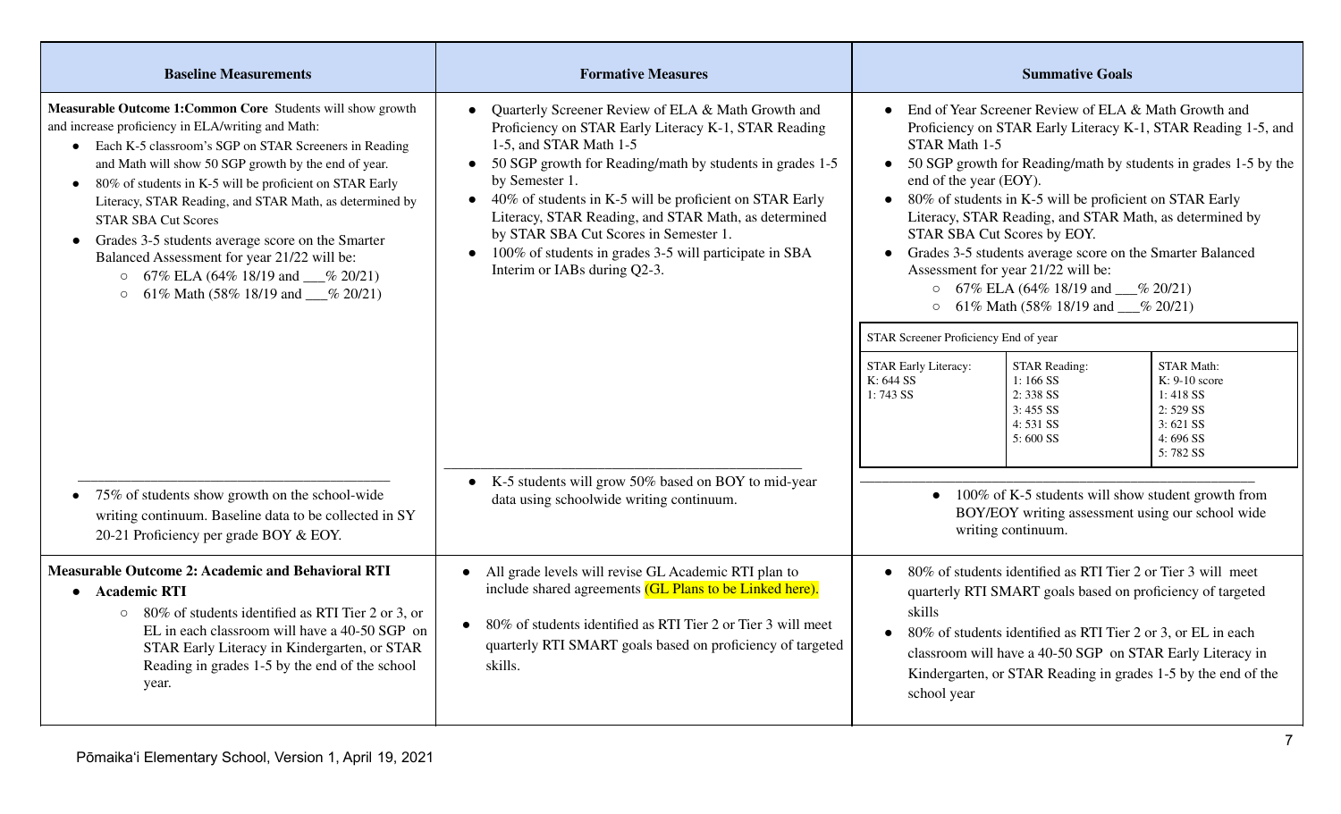| Baseline Measurements | Formative Measures | Summative Goals |
|---|---|---|
| **Measurable Outcome 1:Common Core** Students will show growth and increase proficiency in ELA/writing and Math:<br>• Each K-5 classroom's SGP on STAR Screeners in Reading and Math will show 50 SGP growth by the end of year.<br>• 80% of students in K-5 will be proficient on STAR Early Literacy, STAR Reading, and STAR Math, as determined by STAR SBA Cut Scores<br>• Grades 3-5 students average score on the Smarter Balanced Assessment for year 21/22 will be:<br>  ○ 67% ELA (64% 18/19 and ___% 20/21)<br>  ○ 61% Math (58% 18/19 and ___% 20/21) | • Quarterly Screener Review of ELA & Math Growth and Proficiency on STAR Early Literacy K-1, STAR Reading 1-5, and STAR Math 1-5<br>• 50 SGP growth for Reading/math by students in grades 1-5 by Semester 1.<br>• 40% of students in K-5 will be proficient on STAR Early Literacy, STAR Reading, and STAR Math, as determined by STAR SBA Cut Scores in Semester 1.<br>• 100% of students in grades 3-5 will participate in SBA Interim or IABs during Q2-3. | • End of Year Screener Review of ELA & Math Growth and Proficiency on STAR Early Literacy K-1, STAR Reading 1-5, and STAR Math 1-5<br>• 50 SGP growth for Reading/math by students in grades 1-5 by the end of the year (EOY).<br>• 80% of students in K-5 will be proficient on STAR Early Literacy, STAR Reading, and STAR Math, as determined by STAR SBA Cut Scores by EOY.<br>• Grades 3-5 students average score on the Smarter Balanced Assessment for year 21/22 will be:<br>  ○ 67% ELA (64% 18/19 and ___% 20/21)<br>  ○ 61% Math (58% 18/19 and ___% 20/21)<br><br>STAR Screener Proficiency End of year<br>STAR Early Literacy: K: 644 SS, 1: 743 SS<br>STAR Reading: 1: 166 SS, 2: 338 SS, 3: 455 SS, 4: 531 SS, 5: 600 SS<br>STAR Math: K: 9-10 score, 1: 418 SS, 2: 529 SS, 3: 621 SS, 4: 696 SS, 5: 782 SS |
| • 75% of students show growth on the school-wide writing continuum. Baseline data to be collected in SY 20-21 Proficiency per grade BOY & EOY. | • K-5 students will grow 50% based on BOY to mid-year data using schoolwide writing continuum. | • 100% of K-5 students will show student growth from BOY/EOY writing assessment using our school wide writing continuum. |
| **Measurable Outcome 2: Academic and Behavioral RTI**<br>• **Academic RTI**<br>  ○ 80% of students identified as RTI Tier 2 or 3, or EL in each classroom will have a 40-50 SGP on STAR Early Literacy in Kindergarten, or STAR Reading in grades 1-5 by the end of the school year. | • All grade levels will revise GL Academic RTI plan to include shared agreements (GL Plans to be Linked here).<br>• 80% of students identified as RTI Tier 2 or Tier 3 will meet quarterly RTI SMART goals based on proficiency of targeted skills. | • 80% of students identified as RTI Tier 2 or Tier 3 will meet quarterly RTI SMART goals based on proficiency of targeted skills<br>• 80% of students identified as RTI Tier 2 or 3, or EL in each classroom will have a 40-50 SGP on STAR Early Literacy in Kindergarten, or STAR Reading in grades 1-5 by the end of the school year |

Pōmaikaʻi Elementary School, Version 1, April 19, 2021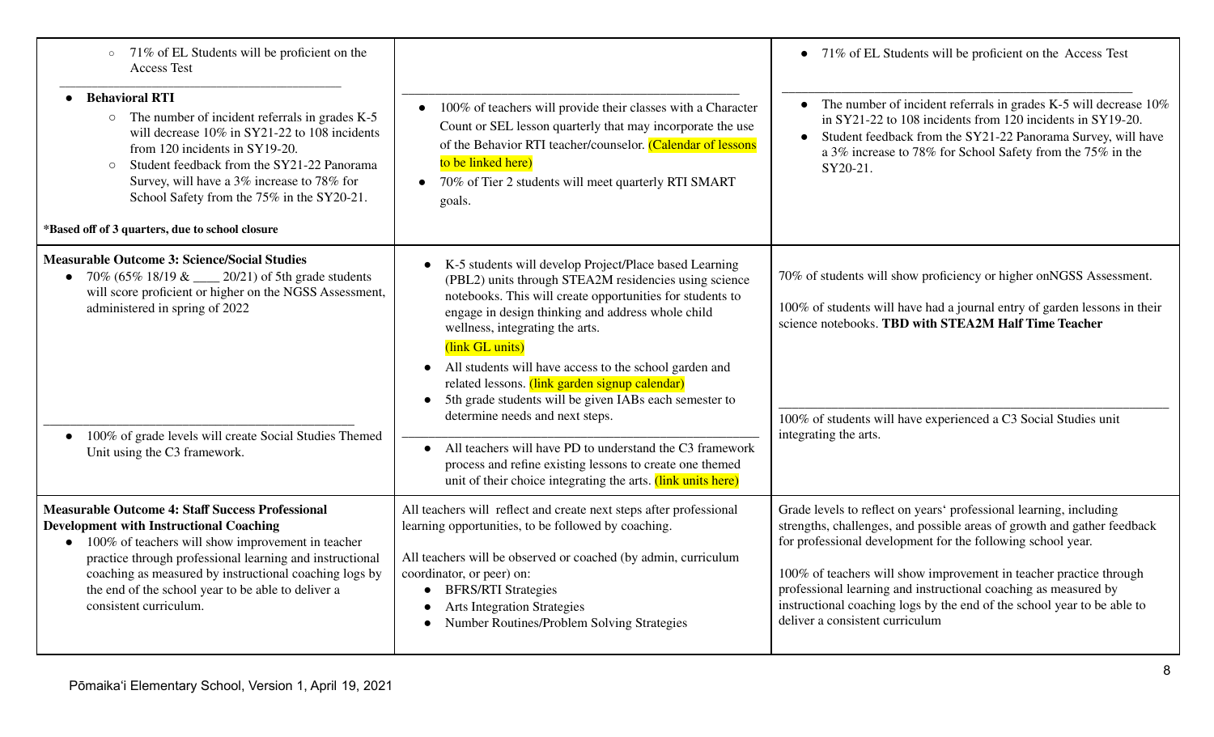| | | |
|---|---|---|
| ◦ 71% of EL Students will be proficient on the Access Test<br>______________________________<br>• **Behavioral RTI**<br>◦ The number of incident referrals in grades K-5 will decrease 10% in SY21-22 to 108 incidents from 120 incidents in SY19-20.<br>◦ Student feedback from the SY21-22 Panorama Survey, will have a 3% increase to 78% for School Safety from the 75% in the SY20-21.<br><br>***Based off of 3 quarters, due to school closure** | ______________________________<br>• 100% of teachers will provide their classes with a Character Count or SEL lesson quarterly that may incorporate the use of the Behavior RTI teacher/counselor. (Calendar of lessons to be linked here)<br>• 70% of Tier 2 students will meet quarterly RTI SMART goals. | • 71% of EL Students will be proficient on the Access Test<br>______________________________<br>• The number of incident referrals in grades K-5 will decrease 10% in SY21-22 to 108 incidents from 120 incidents in SY19-20.<br>• Student feedback from the SY21-22 Panorama Survey, will have a 3% increase to 78% for School Safety from the 75% in the SY20-21. |
| **Measurable Outcome 3: Science/Social Studies**<br>• 70% (65% 18/19 & ____ 20/21) of 5th grade students will score proficient or higher on the NGSS Assessment, administered in spring of 2022<br>______________________________<br>• 100% of grade levels will create Social Studies Themed Unit using the C3 framework. | • K-5 students will develop Project/Place based Learning (PBL2) units through STEA2M residencies using science notebooks. This will create opportunities for students to engage in design thinking and address whole child wellness, integrating the arts.<br>(link GL units)<br>• All students will have access to the school garden and related lessons. (link garden signup calendar)<br>• 5th grade students will be given IABs each semester to determine needs and next steps.<br>______________________________<br>• All teachers will have PD to understand the C3 framework process and refine existing lessons to create one themed unit of their choice integrating the arts. (link units here) | 70% of students will show proficiency or higher onNGSS Assessment.<br><br>100% of students will have had a journal entry of garden lessons in their science notebooks. **TBD with STEA2M Half Time Teacher**<br>______________________________<br>100% of students will have experienced a C3 Social Studies unit integrating the arts. |
| **Measurable Outcome 4: Staff Success Professional Development with Instructional Coaching**<br>• 100% of teachers will show improvement in teacher practice through professional learning and instructional coaching as measured by instructional coaching logs by the end of the school year to be able to deliver a consistent curriculum. | All teachers will reflect and create next steps after professional learning opportunities, to be followed by coaching.<br><br>All teachers will be observed or coached (by admin, curriculum coordinator, or peer) on:<br>• BFRS/RTI Strategies<br>• Arts Integration Strategies<br>• Number Routines/Problem Solving Strategies | Grade levels to reflect on years' professional learning, including strengths, challenges, and possible areas of growth and gather feedback for professional development for the following school year.<br><br>100% of teachers will show improvement in teacher practice through professional learning and instructional coaching as measured by instructional coaching logs by the end of the school year to be able to deliver a consistent curriculum |

Pōmaikaʻi Elementary School, Version 1, April 19, 2021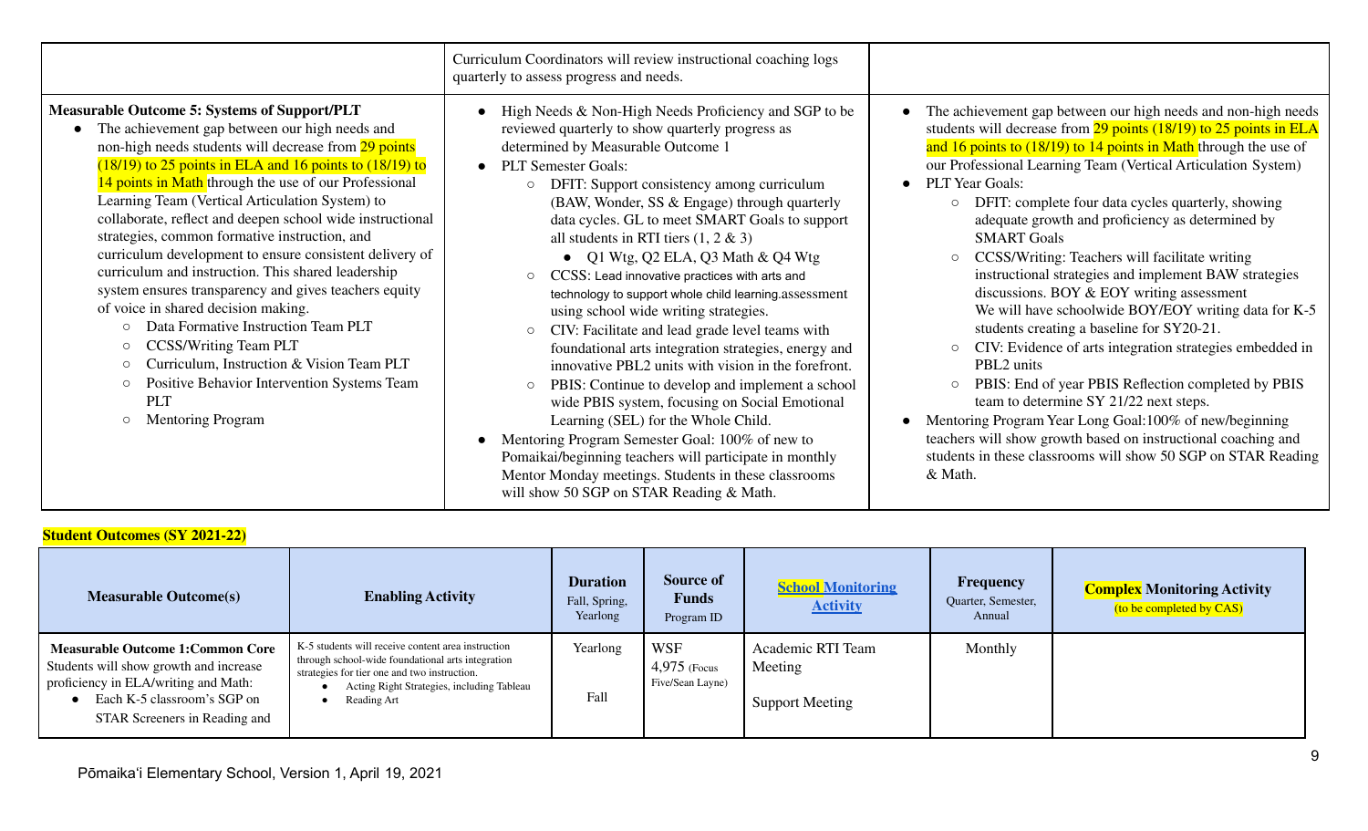| | | |
|---|---|---|
| | Curriculum Coordinators will review instructional coaching logs quarterly to assess progress and needs. | |
| **Measurable Outcome 5: Systems of Support/PLT**<br>• The achievement gap between our high needs and non-high needs students will decrease from 29 points (18/19) to 25 points in ELA and 16 points to (18/19) to 14 points in Math through the use of our Professional Learning Team (Vertical Articulation System) to collaborate, reflect and deepen school wide instructional strategies, common formative instruction, and curriculum development to ensure consistent delivery of curriculum and instruction. This shared leadership system ensures transparency and gives teachers equity of voice in shared decision making.<br>○ Data Formative Instruction Team PLT<br>○ CCSS/Writing Team PLT<br>○ Curriculum, Instruction & Vision Team PLT<br>○ Positive Behavior Intervention Systems Team PLT<br>○ Mentoring Program | • High Needs & Non-High Needs Proficiency and SGP to be reviewed quarterly to show quarterly progress as determined by Measurable Outcome 1<br>• PLT Semester Goals:<br>○ DFIT: Support consistency among curriculum (BAW, Wonder, SS & Engage) through quarterly data cycles. GL to meet SMART Goals to support all students in RTI tiers (1, 2 & 3)<br>• Q1 Wtg, Q2 ELA, Q3 Math & Q4 Wtg<br>○ CCSS: Lead innovative practices with arts and technology to support whole child learning.assessment using school wide writing strategies.<br>○ CIV: Facilitate and lead grade level teams with foundational arts integration strategies, energy and innovative PBL2 units with vision in the forefront.<br>○ PBIS: Continue to develop and implement a school wide PBIS system, focusing on Social Emotional Learning (SEL) for the Whole Child.<br>• Mentoring Program Semester Goal: 100% of new to Pomaikai/beginning teachers will participate in monthly Mentor Monday meetings. Students in these classrooms will show 50 SGP on STAR Reading & Math. | • The achievement gap between our high needs and non-high needs students will decrease from 29 points (18/19) to 25 points in ELA and 16 points to (18/19) to 14 points in Math through the use of our Professional Learning Team (Vertical Articulation System)<br>• PLT Year Goals:<br>○ DFIT: complete four data cycles quarterly, showing adequate growth and proficiency as determined by SMART Goals<br>○ CCSS/Writing: Teachers will facilitate writing instructional strategies and implement BAW strategies discussions. BOY & EOY writing assessment We will have schoolwide BOY/EOY writing data for K-5 students creating a baseline for SY20-21.<br>○ CIV: Evidence of arts integration strategies embedded in PBL2 units<br>○ PBIS: End of year PBIS Reflection completed by PBIS team to determine SY 21/22 next steps.<br>• Mentoring Program Year Long Goal:100% of new/beginning teachers will show growth based on instructional coaching and students in these classrooms will show 50 SGP on STAR Reading & Math. |

**Student Outcomes (SY 2021-22)**

| Measurable Outcome(s) | Enabling Activity | Duration<br>Fall, Spring, Yearlong | Source of Funds<br>Program ID | School Monitoring Activity | Frequency<br>Quarter, Semester, Annual | Complex Monitoring Activity<br>(to be completed by CAS) |
|---|---|---|---|---|---|---|
| **Measurable Outcome 1:Common Core**<br>Students will show growth and increase proficiency in ELA/writing and Math:<br>• Each K-5 classroom's SGP on STAR Screeners in Reading and | K-5 students will receive content area instruction through school-wide foundational arts integration strategies for tier one and two instruction.<br>• Acting Right Strategies, including Tableau<br>• Reading Art | Yearlong<br><br>Fall | WSF<br>4,975 (Focus Five/Sean Layne) | Academic RTI Team Meeting<br><br>Support Meeting | Monthly | |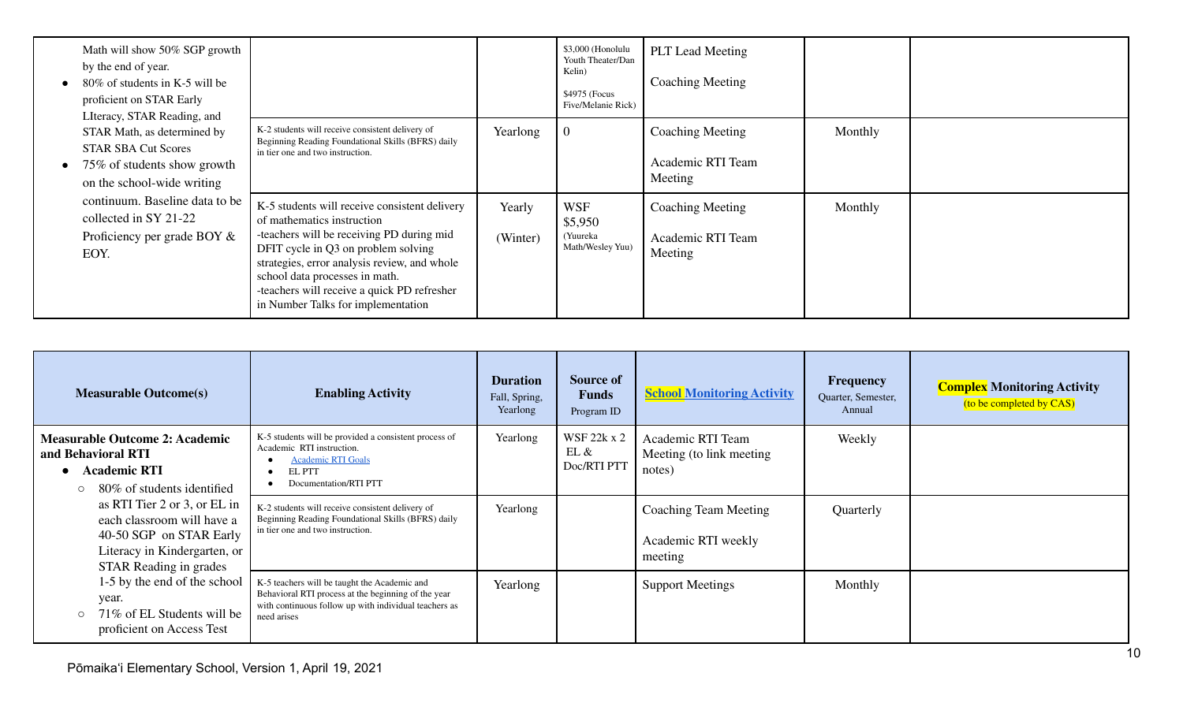| | | | | | | |
|---|---|---|---|---|---|---|
| Math will show 50% SGP growth by the end of year.<br>• 80% of students in K-5 will be proficient on STAR Early LIteracy, STAR Reading, and STAR Math, as determined by STAR SBA Cut Scores<br>• 75% of students show growth on the school-wide writing continuum. Baseline data to be collected in SY 21-22 Proficiency per grade BOY & EOY. | | | \$3,000 (Honolulu Youth Theater/Dan Kelin)<br><br>\$4975 (Focus Five/Melanie Rick) | PLT Lead Meeting<br><br>Coaching Meeting | | |
| | K-2 students will receive consistent delivery of Beginning Reading Foundational Skills (BFRS) daily in tier one and two instruction. | Yearlong | 0 | Coaching Meeting<br><br>Academic RTI Team Meeting | Monthly | |
| | K-5 students will receive consistent delivery of mathematics instruction<br>-teachers will be receiving PD during mid DFIT cycle in Q3 on problem solving strategies, error analysis review, and whole school data processes in math.<br>-teachers will receive a quick PD refresher in Number Talks for implementation | Yearly<br><br>(Winter) | WSF<br>\$5,950<br>(Yuureka Math/Wesley Yuu) | Coaching Meeting<br><br>Academic RTI Team Meeting | Monthly | |

| Measurable Outcome(s) | Enabling Activity | Duration<br>Fall, Spring, Yearlong | Source of Funds<br>Program ID | School Monitoring Activity | Frequency<br>Quarter, Semester, Annual | Complex Monitoring Activity<br>(to be completed by CAS) |
|---|---|---|---|---|---|---|
| **Measurable Outcome 2: Academic and Behavioral RTI**<br>• **Academic RTI**<br>  ○ 80% of students identified as RTI Tier 2 or 3, or EL in each classroom will have a 40-50 SGP on STAR Early Literacy in Kindergarten, or STAR Reading in grades 1-5 by the end of the school year.<br>  ○ 71% of EL Students will be proficient on Access Test | K-5 students will be provided a consistent process of Academic RTI instruction.<br>• Academic RTI Goals<br>• EL PTT<br>• Documentation/RTI PTT | Yearlong | WSF 22k x 2<br>EL &<br>Doc/RTI PTT | Academic RTI Team Meeting (to link meeting notes) | Weekly | |
| | K-2 students will receive consistent delivery of Beginning Reading Foundational Skills (BFRS) daily in tier one and two instruction. | Yearlong | | Coaching Team Meeting<br><br>Academic RTI weekly meeting | Quarterly | |
| | K-5 teachers will be taught the Academic and Behavioral RTI process at the beginning of the year with continuous follow up with individual teachers as need arises | Yearlong | | Support Meetings | Monthly | |

Pōmaikaʻi Elementary School, Version 1, April 19, 2021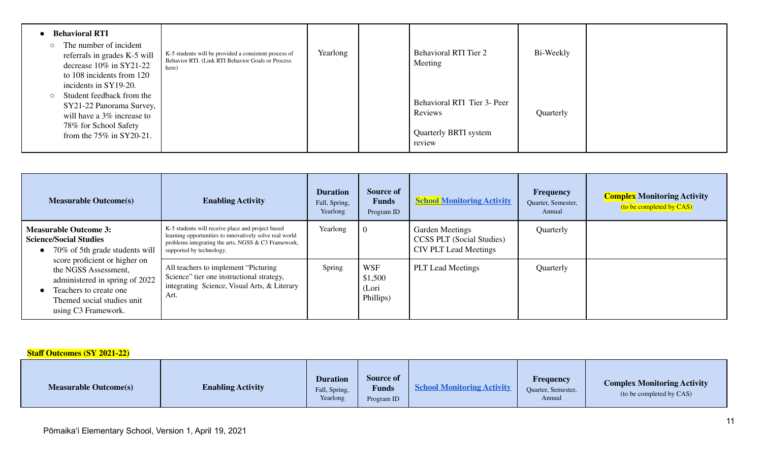| | | | | | | |
|---|---|---|---|---|---|---|
| • **Behavioral RTI**<br>○ The number of incident referrals in grades K-5 will decrease 10% in SY21-22 to 108 incidents from 120 incidents in SY19-20.<br>○ Student feedback from the SY21-22 Panorama Survey, will have a 3% increase to 78% for School Safety from the 75% in SY20-21. | K-5 students will be provided a consistent process of Behavior RTI. (Link RTI Behavior Goals or Process here) | Yearlong | | Behavioral RTI Tier 2 Meeting<br><br>Behavioral RTI Tier 3- Peer Reviews<br><br>Quarterly BRTI system review | Bi-Weekly<br><br>Quarterly | |

| Measurable Outcome(s) | Enabling Activity | Duration<br>Fall, Spring, Yearlong | Source of Funds<br>Program ID | School Monitoring Activity | Frequency<br>Quarter, Semester, Annual | Complex Monitoring Activity<br>(to be completed by CAS) |
|---|---|---|---|---|---|---|
| **Measurable Outcome 3: Science/Social Studies**<br>• 70% of 5th grade students will score proficient or higher on the NGSS Assessment, administered in spring of 2022<br>• Teachers to create one Themed social studies unit using C3 Framework. | K-5 students will receive place and project based learning opportunities to innovatively solve real world problems integrating the arts, NGSS & C3 Framework, supported by technology. | Yearlong | 0 | Garden Meetings<br>CCSS PLT (Social Studies)<br>CIV PLT Lead Meetings | Quarterly | |
| | All teachers to implement "Picturing Science" tier one instructional strategy, integrating Science, Visual Arts, & Literary Art. | Spring | WSF<br>$1,500<br>(Lori Phillips) | PLT Lead Meetings | Quarterly | |

**Staff Outcomes (SY 2021-22)**

| Measurable Outcome(s) | Enabling Activity | Duration<br>Fall, Spring, Yearlong | Source of Funds<br>Program ID | School Monitoring Activity | Frequency<br>Quarter, Semester, Annual | Complex Monitoring Activity<br>(to be completed by CAS) |
|---|---|---|---|---|---|---|

Pōmaikaʻi Elementary School, Version 1, April 19, 2021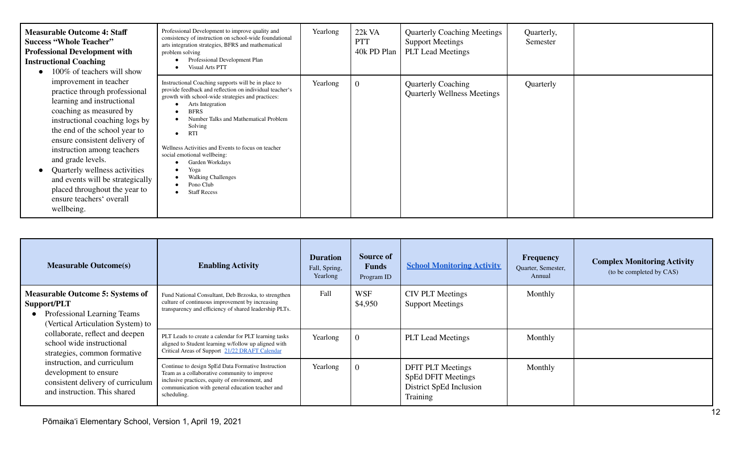| | | | | | | |
|---|---|---|---|---|---|---|
| **Measurable Outcome 4: Staff Success "Whole Teacher" Professional Development with Instructional Coaching**<br>• 100% of teachers will show improvement in teacher practice through professional learning and instructional coaching as measured by instructional coaching logs by the end of the school year to ensure consistent delivery of instruction among teachers and grade levels.<br>• Quarterly wellness activities and events will be strategically placed throughout the year to ensure teachers' overall wellbeing. | Professional Development to improve quality and consistency of instruction on school-wide foundational arts integration strategies, BFRS and mathematical problem solving<br>• Professional Development Plan<br>• Visual Arts PTT | Yearlong | 22k VA PTT<br>40k PD Plan | Quarterly Coaching Meetings<br>Support Meetings<br>PLT Lead Meetings | Quarterly, Semester | |
| | Instructional Coaching supports will be in place to provide feedback and reflection on individual teacher's growth with school-wide strategies and practices:<br>• Arts Integration<br>• BFRS<br>• Number Talks and Mathematical Problem Solving<br>• RTI<br><br>Wellness Activities and Events to focus on teacher social emotional wellbeing:<br>• Garden Workdays<br>• Yoga<br>• Walking Challenges<br>• Pono Club<br>• Staff Recess | Yearlong | 0 | Quarterly Coaching<br>Quarterly Wellness Meetings | Quarterly | |

| **Measurable Outcome(s)** | **Enabling Activity** | **Duration** Fall, Spring, Yearlong | **Source of Funds** Program ID | **School Monitoring Activity** | **Frequency** Quarter, Semester, Annual | **Complex Monitoring Activity** (to be completed by CAS) |
|---|---|---|---|---|---|---|
| **Measurable Outcome 5: Systems of Support/PLT**<br>• Professional Learning Teams (Vertical Articulation System) to collaborate, reflect and deepen school wide instructional strategies, common formative instruction, and curriculum development to ensure consistent delivery of curriculum and instruction. This shared | Fund National Consultant, Deb Brzoska, to strengthen culture of continuous improvement by increasing transparency and efficiency of shared leadership PLTs. | Fall | WSF $4,950 | CIV PLT Meetings<br>Support Meetings | Monthly | |
| | PLT Leads to create a calendar for PLT learning tasks aligned to Student learning w/follow up aligned with Critical Areas of Support [21/22 DRAFT Calendar] | Yearlong | 0 | PLT Lead Meetings | Monthly | |
| | Continue to design SpEd Data Formative Instruction Team as a collaborative community to improve inclusive practices, equity of environment, and communication with general education teacher and scheduling. | Yearlong | 0 | DFIT PLT Meetings<br>SpEd DFIT Meetings<br>District SpEd Inclusion Training | Monthly | |

Pōmaikaʻi Elementary School, Version 1, April 19, 2021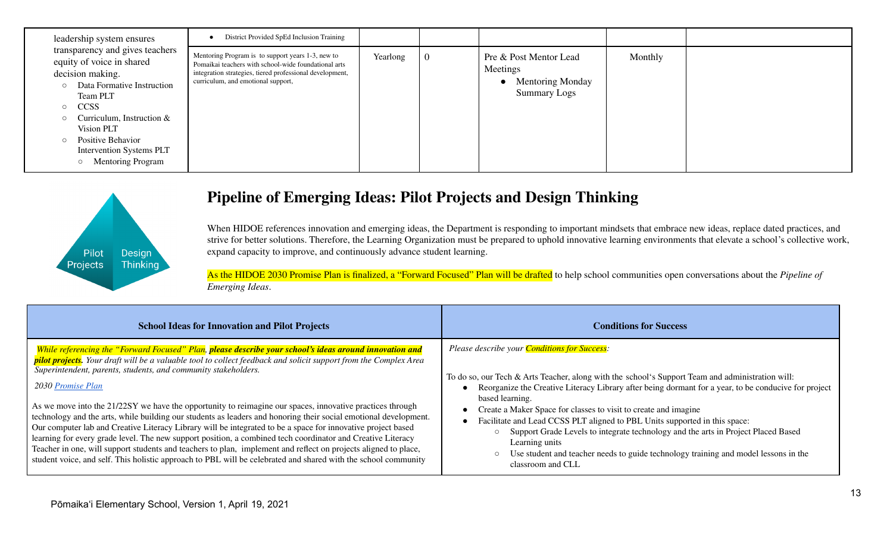| leadership system ensures transparency and gives teachers equity of voice in shared decision making.<br>○ Data Formative Instruction Team PLT<br>○ CCSS<br>○ Curriculum, Instruction & Vision PLT<br>○ Positive Behavior Intervention Systems PLT<br>○ Mentoring Program | • District Provided SpEd Inclusion Training | | | | | |
|---|---|---|---|---|---|---|
| | Mentoring Program is to support years 1-3, new to Pomaikai teachers with school-wide foundational arts integration strategies, tiered professional development, curriculum, and emotional support, | Yearlong | 0 | Pre & Post Mentor Lead Meetings<br>• Mentoring Monday Summary Logs | Monthly | |

## Pipeline of Emerging Ideas: Pilot Projects and Design Thinking

Pilot Projects | Design Thinking

When HIDOE references innovation and emerging ideas, the Department is responding to important mindsets that embrace new ideas, replace dated practices, and strive for better solutions. Therefore, the Learning Organization must be prepared to uphold innovative learning environments that elevate a school's collective work, expand capacity to improve, and continuously advance student learning.

As the HIDOE 2030 Promise Plan is finalized, a "Forward Focused" Plan will be drafted to help school communities open conversations about the *Pipeline of Emerging Ideas*.

| School Ideas for Innovation and Pilot Projects | Conditions for Success |
|---|---|
| *While referencing the "Forward Focused" Plan,* ***please describe your school's ideas around innovation and pilot projects.*** *Your draft will be a valuable tool to collect feedback and solicit support from the Complex Area Superintendent, parents, students, and community stakeholders.*<br><br>*2030 Promise Plan*<br><br>As we move into the 21/22SY we have the opportunity to reimagine our spaces, innovative practices through technology and the arts, while building our students as leaders and honoring their social emotional development. Our computer lab and Creative Literacy Library will be integrated to be a space for innovative project based learning for every grade level. The new support position, a combined tech coordinator and Creative Literacy Teacher in one, will support students and teachers to plan, implement and reflect on projects aligned to place, student voice, and self. This holistic approach to PBL will be celebrated and shared with the school community | *Please describe your Conditions for Success:*<br><br>To do so, our Tech & Arts Teacher, along with the school's Support Team and administration will:<br>• Reorganize the Creative Literacy Library after being dormant for a year, to be conducive for project based learning.<br>• Create a Maker Space for classes to visit to create and imagine<br>• Facilitate and Lead CCSS PLT aligned to PBL Units supported in this space:<br>&nbsp;&nbsp;○ Support Grade Levels to integrate technology and the arts in Project Placed Based Learning units<br>&nbsp;&nbsp;○ Use student and teacher needs to guide technology training and model lessons in the classroom and CLL |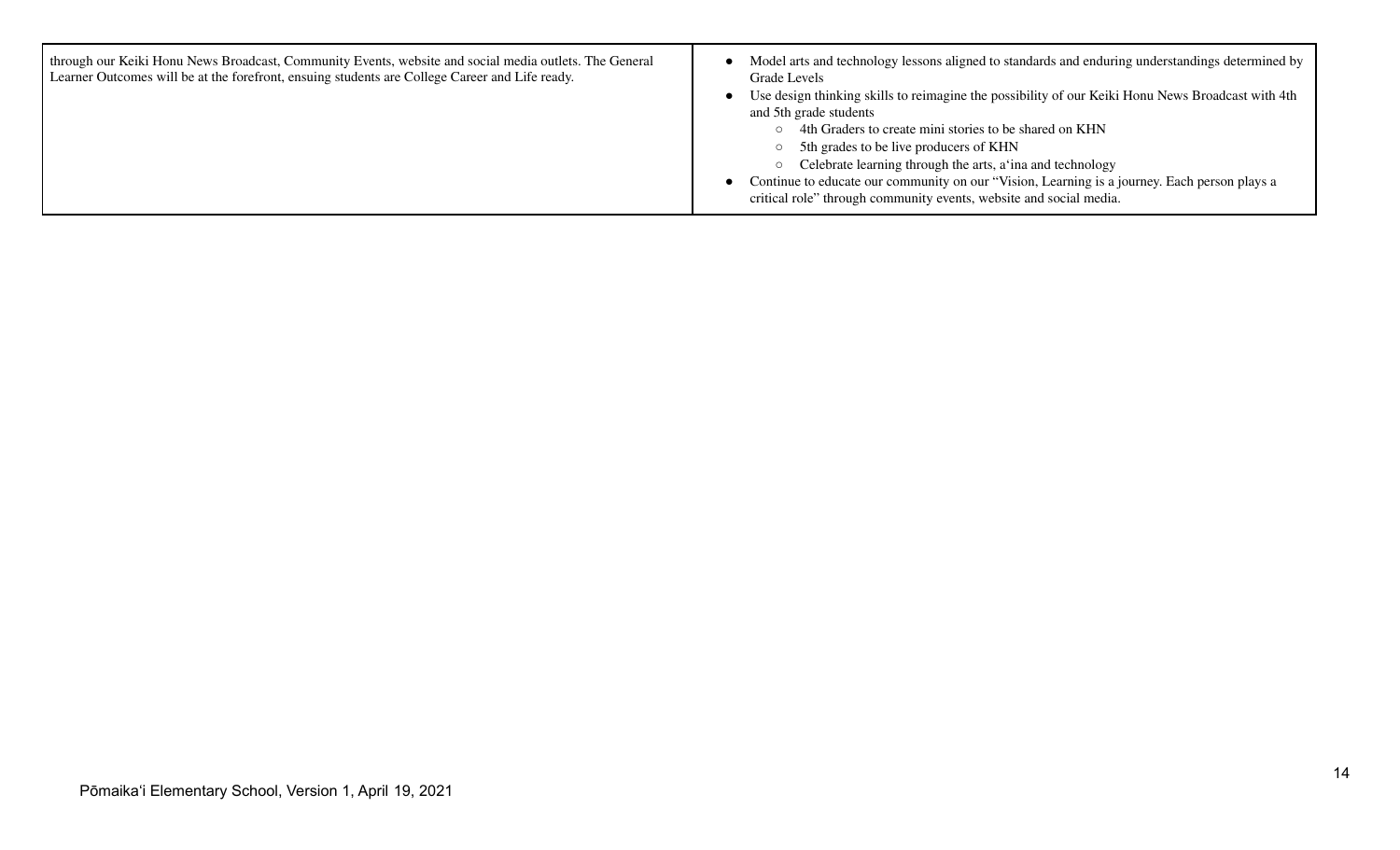| | |
|---|---|
| through our Keiki Honu News Broadcast, Community Events, website and social media outlets. The General Learner Outcomes will be at the forefront, ensuing students are College Career and Life ready. | • Model arts and technology lessons aligned to standards and enduring understandings determined by Grade Levels<br>• Use design thinking skills to reimagine the possibility of our Keiki Honu News Broadcast with 4th and 5th grade students<br>  ○ 4th Graders to create mini stories to be shared on KHN<br>  ○ 5th grades to be live producers of KHN<br>  ○ Celebrate learning through the arts, aʻina and technology<br>• Continue to educate our community on our "Vision, Learning is a journey. Each person plays a critical role" through community events, website and social media. |